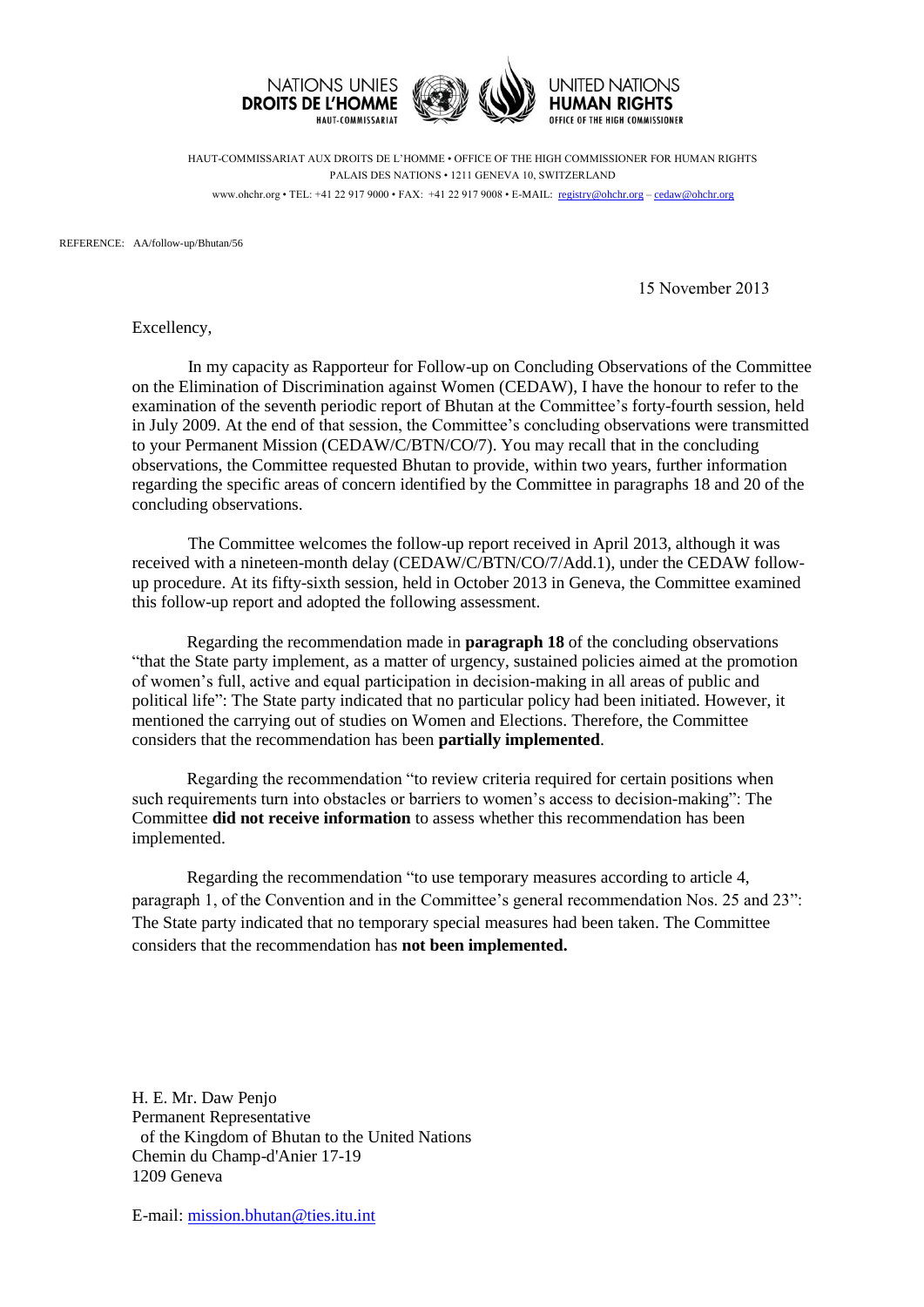NATIONS UNIES
**DROITS DE L'HOMME**
HAUT-COMMISSARIAT

UNITED NATIONS
**HUMAN RIGHTS**
OFFICE OF THE HIGH COMMISSIONER

HAUT-COMMISSARIAT AUX DROITS DE L'HOMME • OFFICE OF THE HIGH COMMISSIONER FOR HUMAN RIGHTS
PALAIS DES NATIONS • 1211 GENEVA 10, SWITZERLAND
www.ohchr.org • TEL: +41 22 917 9000 • FAX: +41 22 917 9008 • E-MAIL: registry@ohchr.org – cedaw@ohchr.org

REFERENCE: AA/follow-up/Bhutan/56

15 November 2013

Excellency,

In my capacity as Rapporteur for Follow-up on Concluding Observations of the Committee on the Elimination of Discrimination against Women (CEDAW), I have the honour to refer to the examination of the seventh periodic report of Bhutan at the Committee's forty-fourth session, held in July 2009. At the end of that session, the Committee's concluding observations were transmitted to your Permanent Mission (CEDAW/C/BTN/CO/7). You may recall that in the concluding observations, the Committee requested Bhutan to provide, within two years, further information regarding the specific areas of concern identified by the Committee in paragraphs 18 and 20 of the concluding observations.

The Committee welcomes the follow-up report received in April 2013, although it was received with a nineteen-month delay (CEDAW/C/BTN/CO/7/Add.1), under the CEDAW follow-up procedure. At its fifty-sixth session, held in October 2013 in Geneva, the Committee examined this follow-up report and adopted the following assessment.

Regarding the recommendation made in **paragraph 18** of the concluding observations "that the State party implement, as a matter of urgency, sustained policies aimed at the promotion of women's full, active and equal participation in decision-making in all areas of public and political life": The State party indicated that no particular policy had been initiated. However, it mentioned the carrying out of studies on Women and Elections. Therefore, the Committee considers that the recommendation has been **partially implemented**.

Regarding the recommendation "to review criteria required for certain positions when such requirements turn into obstacles or barriers to women's access to decision-making": The Committee **did not receive information** to assess whether this recommendation has been implemented.

Regarding the recommendation "to use temporary measures according to article 4, paragraph 1, of the Convention and in the Committee's general recommendation Nos. 25 and 23": The State party indicated that no temporary special measures had been taken. The Committee considers that the recommendation has **not been implemented.**

H. E. Mr. Daw Penjo
Permanent Representative
of the Kingdom of Bhutan to the United Nations
Chemin du Champ-d'Anier 17-19
1209 Geneva

E-mail: mission.bhutan@ties.itu.int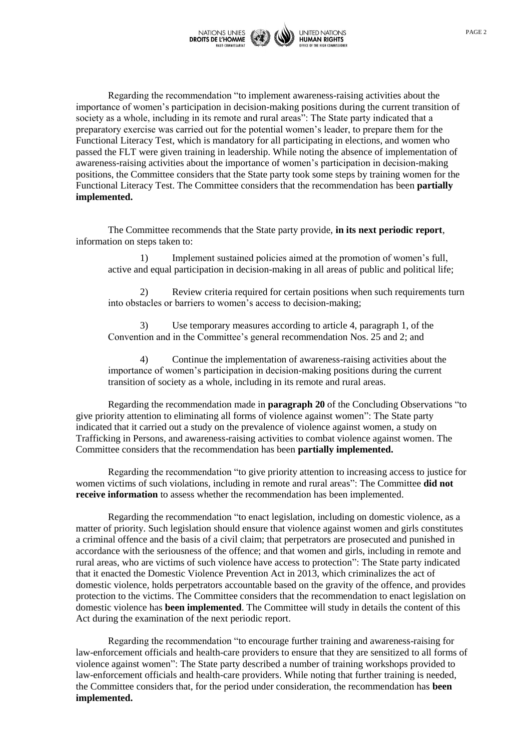Regarding the recommendation "to implement awareness-raising activities about the importance of women's participation in decision-making positions during the current transition of society as a whole, including in its remote and rural areas": The State party indicated that a preparatory exercise was carried out for the potential women's leader, to prepare them for the Functional Literacy Test, which is mandatory for all participating in elections, and women who passed the FLT were given training in leadership. While noting the absence of implementation of awareness-raising activities about the importance of women's participation in decision-making positions, the Committee considers that the State party took some steps by training women for the Functional Literacy Test. The Committee considers that the recommendation has been **partially implemented.**

The Committee recommends that the State party provide, **in its next periodic report**, information on steps taken to:

1) Implement sustained policies aimed at the promotion of women's full, active and equal participation in decision-making in all areas of public and political life;

2) Review criteria required for certain positions when such requirements turn into obstacles or barriers to women's access to decision-making;

3) Use temporary measures according to article 4, paragraph 1, of the Convention and in the Committee's general recommendation Nos. 25 and 2; and

4) Continue the implementation of awareness-raising activities about the importance of women's participation in decision-making positions during the current transition of society as a whole, including in its remote and rural areas.

Regarding the recommendation made in **paragraph 20** of the Concluding Observations "to give priority attention to eliminating all forms of violence against women": The State party indicated that it carried out a study on the prevalence of violence against women, a study on Trafficking in Persons, and awareness-raising activities to combat violence against women. The Committee considers that the recommendation has been **partially implemented.**

Regarding the recommendation "to give priority attention to increasing access to justice for women victims of such violations, including in remote and rural areas": The Committee **did not receive information** to assess whether the recommendation has been implemented.

Regarding the recommendation "to enact legislation, including on domestic violence, as a matter of priority. Such legislation should ensure that violence against women and girls constitutes a criminal offence and the basis of a civil claim; that perpetrators are prosecuted and punished in accordance with the seriousness of the offence; and that women and girls, including in remote and rural areas, who are victims of such violence have access to protection": The State party indicated that it enacted the Domestic Violence Prevention Act in 2013, which criminalizes the act of domestic violence, holds perpetrators accountable based on the gravity of the offence, and provides protection to the victims. The Committee considers that the recommendation to enact legislation on domestic violence has **been implemented**. The Committee will study in details the content of this Act during the examination of the next periodic report.

Regarding the recommendation "to encourage further training and awareness-raising for law-enforcement officials and health-care providers to ensure that they are sensitized to all forms of violence against women": The State party described a number of training workshops provided to law-enforcement officials and health-care providers. While noting that further training is needed, the Committee considers that, for the period under consideration, the recommendation has **been implemented.**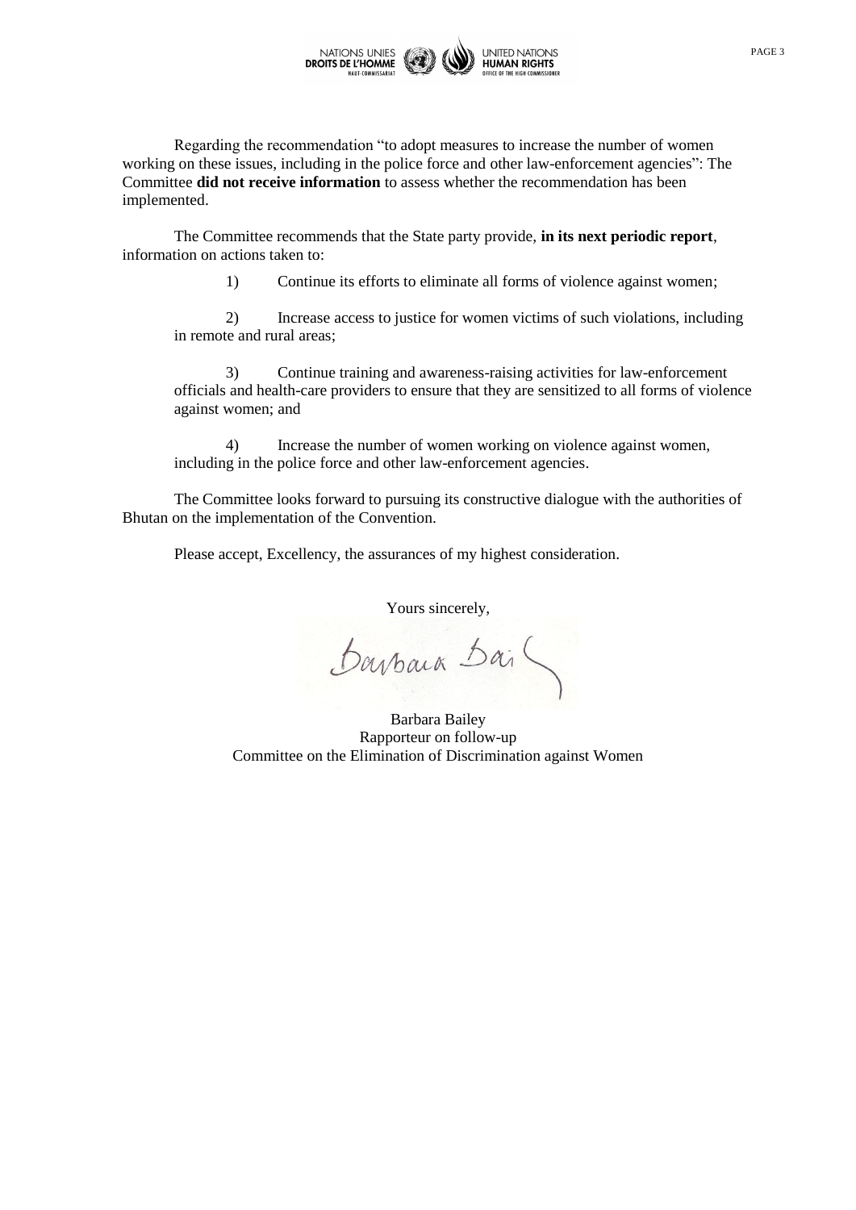Regarding the recommendation "to adopt measures to increase the number of women working on these issues, including in the police force and other law-enforcement agencies": The Committee **did not receive information** to assess whether the recommendation has been implemented.

The Committee recommends that the State party provide, **in its next periodic report**, information on actions taken to:

1) Continue its efforts to eliminate all forms of violence against women;

2) Increase access to justice for women victims of such violations, including in remote and rural areas;

3) Continue training and awareness-raising activities for law-enforcement officials and health-care providers to ensure that they are sensitized to all forms of violence against women; and

4) Increase the number of women working on violence against women, including in the police force and other law-enforcement agencies.

The Committee looks forward to pursuing its constructive dialogue with the authorities of Bhutan on the implementation of the Convention.

Please accept, Excellency, the assurances of my highest consideration.

Yours sincerely,

Barbara Bailey
Rapporteur on follow-up
Committee on the Elimination of Discrimination against Women